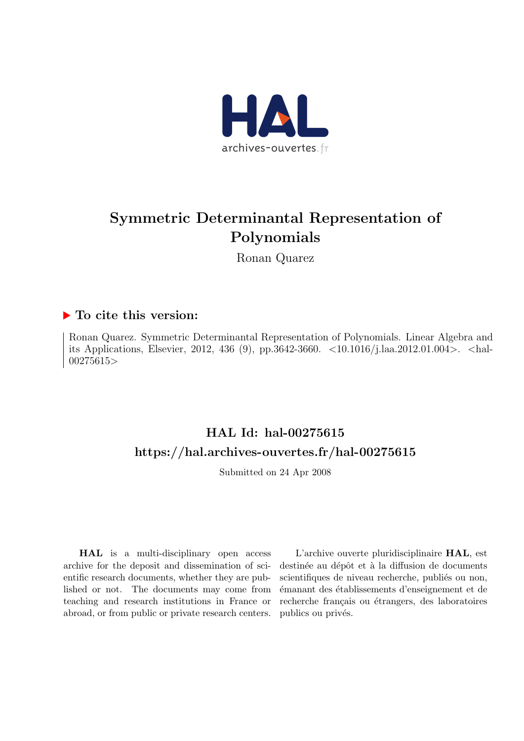# Symmetric Determinantal Representation of Polynomials

Ronan Quarez

## ▶ To cite this version:

Ronan Quarez. Symmetric Determinantal Representation of Polynomials. Linear Algebra and its Applications, Elsevier, 2012, 436 (9), pp.3642-3660. <10.1016/j.laa.2012.01.004>. <hal-00275615>

## HAL Id: hal-00275615

## https://hal.archives-ouvertes.fr/hal-00275615

Submitted on 24 Apr 2008

**HAL** is a multi-disciplinary open access archive for the deposit and dissemination of scientific research documents, whether they are published or not. The documents may come from teaching and research institutions in France or abroad, or from public or private research centers.

L'archive ouverte pluridisciplinaire **HAL**, est destinée au dépôt et à la diffusion de documents scientifiques de niveau recherche, publiés ou non, émanant des établissements d'enseignement et de recherche français ou étrangers, des laboratoires publics ou privés.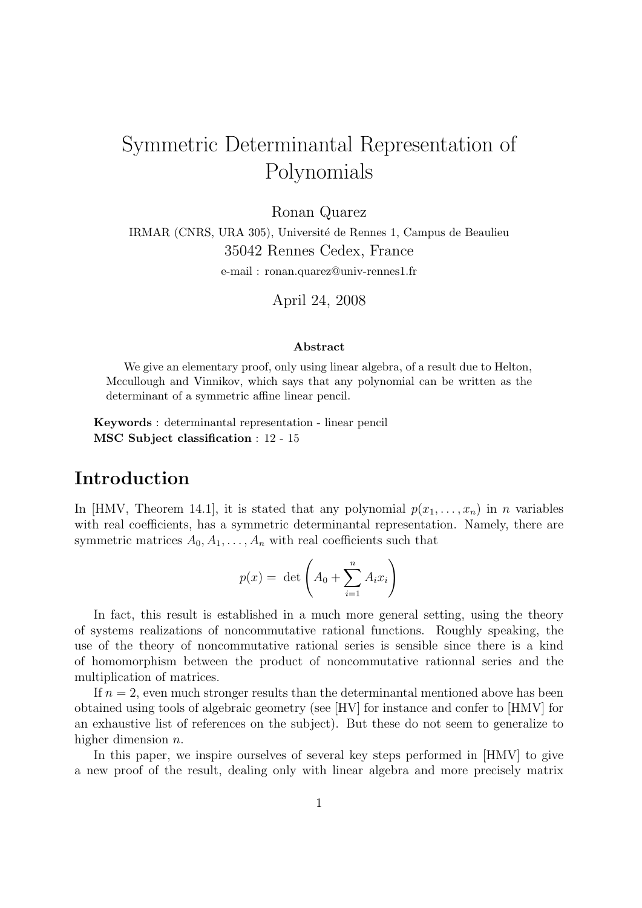# Symmetric Determinantal Representation of Polynomials

Ronan Quarez

IRMAR (CNRS, URA 305), Université de Rennes 1, Campus de Beaulieu

35042 Rennes Cedex, France

e-mail : ronan.quarez@univ-rennes1.fr

April 24, 2008

**Abstract**

We give an elementary proof, only using linear algebra, of a result due to Helton, Mccullough and Vinnikov, which says that any polynomial can be written as the determinant of a symmetric affine linear pencil.

**Keywords** : determinantal representation - linear pencil

**MSC Subject classification** : 12 - 15

## Introduction

In [HMV, Theorem 14.1], it is stated that any polynomial $p(x_1, \ldots, x_n)$ in $n$ variables with real coefficients, has a symmetric determinantal representation. Namely, there are symmetric matrices $A_0, A_1, \ldots, A_n$ with real coefficients such that

$$p(x) = \det \left( A_0 + \sum_{i=1}^{n} A_i x_i \right)$$

In fact, this result is established in a much more general setting, using the theory of systems realizations of noncommutative rational functions. Roughly speaking, the use of the theory of noncommutative rational series is sensible since there is a kind of homomorphism between the product of noncommutative rationnal series and the multiplication of matrices.

If $n = 2$, even much stronger results than the determinantal mentioned above has been obtained using tools of algebraic geometry (see [HV] for instance and confer to [HMV] for an exhaustive list of references on the subject). But these do not seem to generalize to higher dimension $n$.

In this paper, we inspire ourselves of several key steps performed in [HMV] to give a new proof of the result, dealing only with linear algebra and more precisely matrix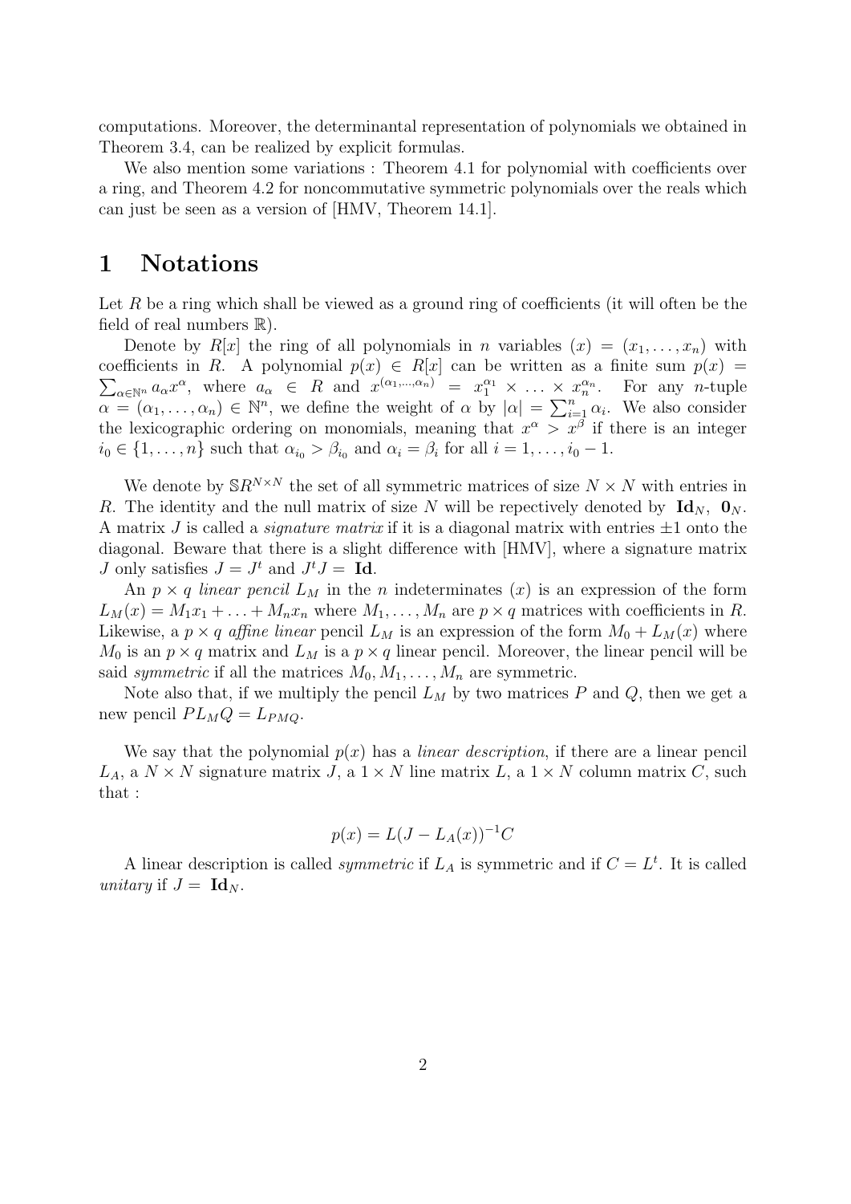computations. Moreover, the determinantal representation of polynomials we obtained in Theorem 3.4, can be realized by explicit formulas.

We also mention some variations : Theorem 4.1 for polynomial with coefficients over a ring, and Theorem 4.2 for noncommutative symmetric polynomials over the reals which can just be seen as a version of [HMV, Theorem 14.1].

# 1 Notations

Let $R$ be a ring which shall be viewed as a ground ring of coefficients (it will often be the field of real numbers $\mathbb{R}$).

Denote by $R[x]$ the ring of all polynomials in $n$ variables $(x) = (x_1, \ldots, x_n)$ with coefficients in $R$. A polynomial $p(x) \in R[x]$ can be written as a finite sum $p(x) = \sum_{\alpha \in \mathbb{N}^n} a_\alpha x^\alpha$, where $a_\alpha \in R$ and $x^{(\alpha_1,\ldots,\alpha_n)} = x_1^{\alpha_1} \times \ldots \times x_n^{\alpha_n}$. For any $n$-tuple $\alpha = (\alpha_1, \ldots, \alpha_n) \in \mathbb{N}^n$, we define the weight of $\alpha$ by $|\alpha| = \sum_{i=1}^n \alpha_i$. We also consider the lexicographic ordering on monomials, meaning that $x^\alpha > x^\beta$ if there is an integer $i_0 \in \{1, \ldots, n\}$ such that $\alpha_{i_0} > \beta_{i_0}$ and $\alpha_i = \beta_i$ for all $i = 1, \ldots, i_0 - 1$.

We denote by $\mathbb{S}R^{N \times N}$ the set of all symmetric matrices of size $N \times N$ with entries in $R$. The identity and the null matrix of size $N$ will be repectively denoted by $\mathbf{Id}_N$, $\mathbf{0}_N$. A matrix $J$ is called a *signature matrix* if it is a diagonal matrix with entries $\pm 1$ onto the diagonal. Beware that there is a slight difference with [HMV], where a signature matrix $J$ only satisfies $J = J^t$ and $J^t J = \mathbf{Id}$.

An $p \times q$ *linear pencil* $L_M$ in the $n$ indeterminates $(x)$ is an expression of the form $L_M(x) = M_1 x_1 + \ldots + M_n x_n$ where $M_1, \ldots, M_n$ are $p \times q$ matrices with coefficients in $R$. Likewise, a $p \times q$ *affine linear* pencil $L_M$ is an expression of the form $M_0 + L_M(x)$ where $M_0$ is an $p \times q$ matrix and $L_M$ is a $p \times q$ linear pencil. Moreover, the linear pencil will be said *symmetric* if all the matrices $M_0, M_1, \ldots, M_n$ are symmetric.

Note also that, if we multiply the pencil $L_M$ by two matrices $P$ and $Q$, then we get a new pencil $PL_MQ = L_{PMQ}$.

We say that the polynomial $p(x)$ has a *linear description*, if there are a linear pencil $L_A$, a $N \times N$ signature matrix $J$, a $1 \times N$ line matrix $L$, a $1 \times N$ column matrix $C$, such that :

$$p(x) = L(J - L_A(x))^{-1} C$$

A linear description is called *symmetric* if $L_A$ is symmetric and if $C = L^t$. It is called *unitary* if $J = \mathbf{Id}_N$.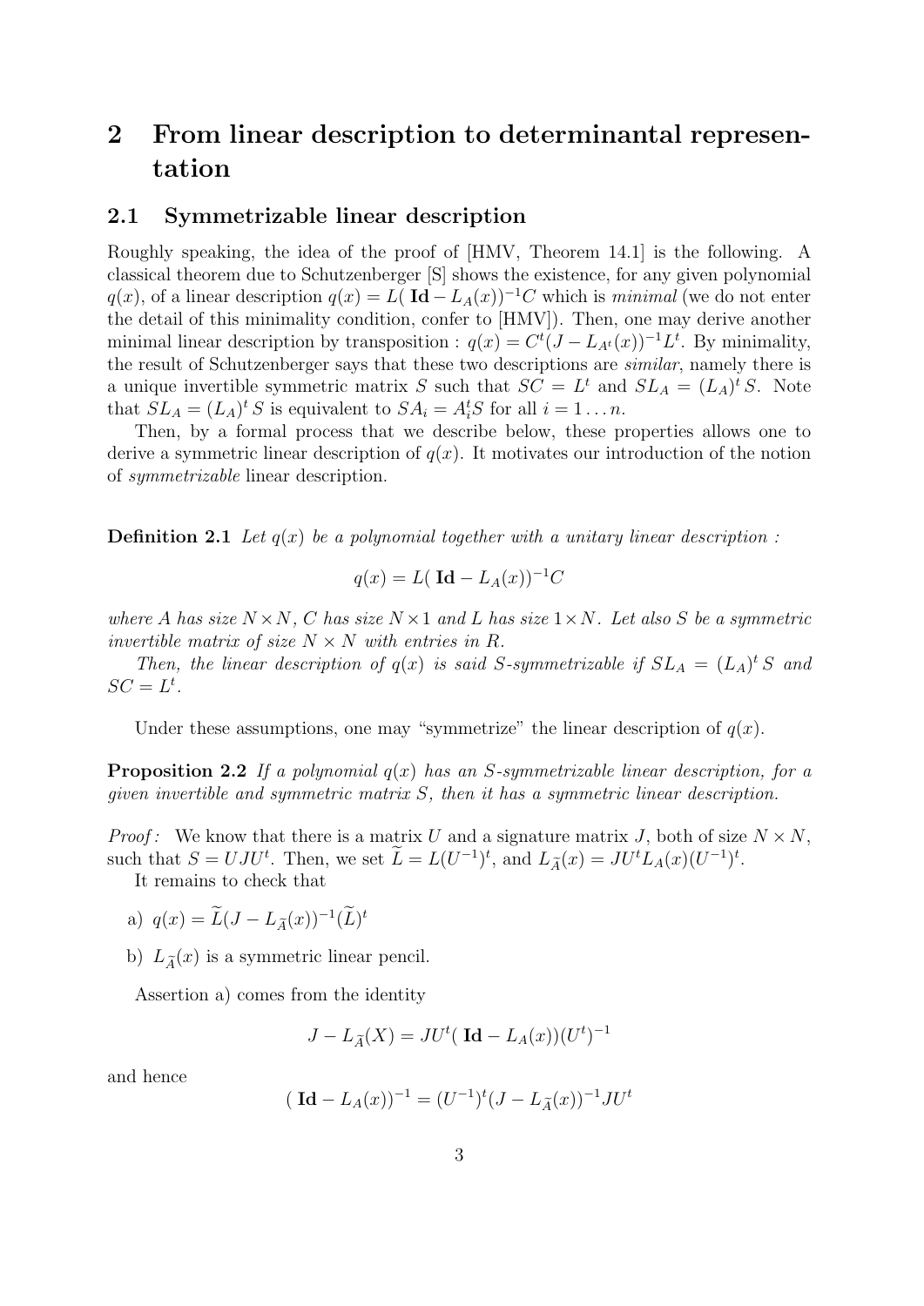# 2 From linear description to determinantal representation

## 2.1 Symmetrizable linear description

Roughly speaking, the idea of the proof of [HMV, Theorem 14.1] is the following. A classical theorem due to Schutzenberger [S] shows the existence, for any given polynomial $q(x)$, of a linear description $q(x) = L(\mathbf{Id} - L_A(x))^{-1}C$ which is *minimal* (we do not enter the detail of this minimality condition, confer to [HMV]). Then, one may derive another minimal linear description by transposition : $q(x) = C^t(J - L_{A^t}(x))^{-1}L^t$. By minimality, the result of Schutzenberger says that these two descriptions are *similar*, namely there is a unique invertible symmetric matrix $S$ such that $SC = L^t$ and $SL_A = (L_A)^t S$. Note that $SL_A = (L_A)^t S$ is equivalent to $SA_i = A_i^t S$ for all $i = 1 \ldots n$.

Then, by a formal process that we describe below, these properties allows one to derive a symmetric linear description of $q(x)$. It motivates our introduction of the notion of *symmetrizable* linear description.

**Definition 2.1** *Let $q(x)$ be a polynomial together with a unitary linear description :*

$$q(x) = L(\mathbf{Id} - L_A(x))^{-1}C$$

*where $A$ has size $N \times N$, $C$ has size $N \times 1$ and $L$ has size $1 \times N$. Let also $S$ be a symmetric invertible matrix of size $N \times N$ with entries in $R$.*

*Then, the linear description of $q(x)$ is said $S$-symmetrizable if $SL_A = (L_A)^t S$ and $SC = L^t$.*

Under these assumptions, one may "symmetrize" the linear description of $q(x)$.

**Proposition 2.2** *If a polynomial $q(x)$ has an $S$-symmetrizable linear description, for a given invertible and symmetric matrix $S$, then it has a symmetric linear description.*

*Proof :* We know that there is a matrix $U$ and a signature matrix $J$, both of size $N \times N$, such that $S = UJU^t$. Then, we set $\widetilde{L} = L(U^{-1})^t$, and $L_{\widetilde{A}}(x) = JU^t L_A(x)(U^{-1})^t$.

It remains to check that

a) $q(x) = \widetilde{L}(J - L_{\widetilde{A}}(x))^{-1}(\widetilde{L})^t$

b) $L_{\widetilde{A}}(x)$ is a symmetric linear pencil.

Assertion a) comes from the identity

$$J - L_{\widetilde{A}}(X) = JU^t(\mathbf{Id} - L_A(x))(U^t)^{-1}$$

and hence

$$(\mathbf{Id} - L_A(x))^{-1} = (U^{-1})^t(J - L_{\widetilde{A}}(x))^{-1}JU^t$$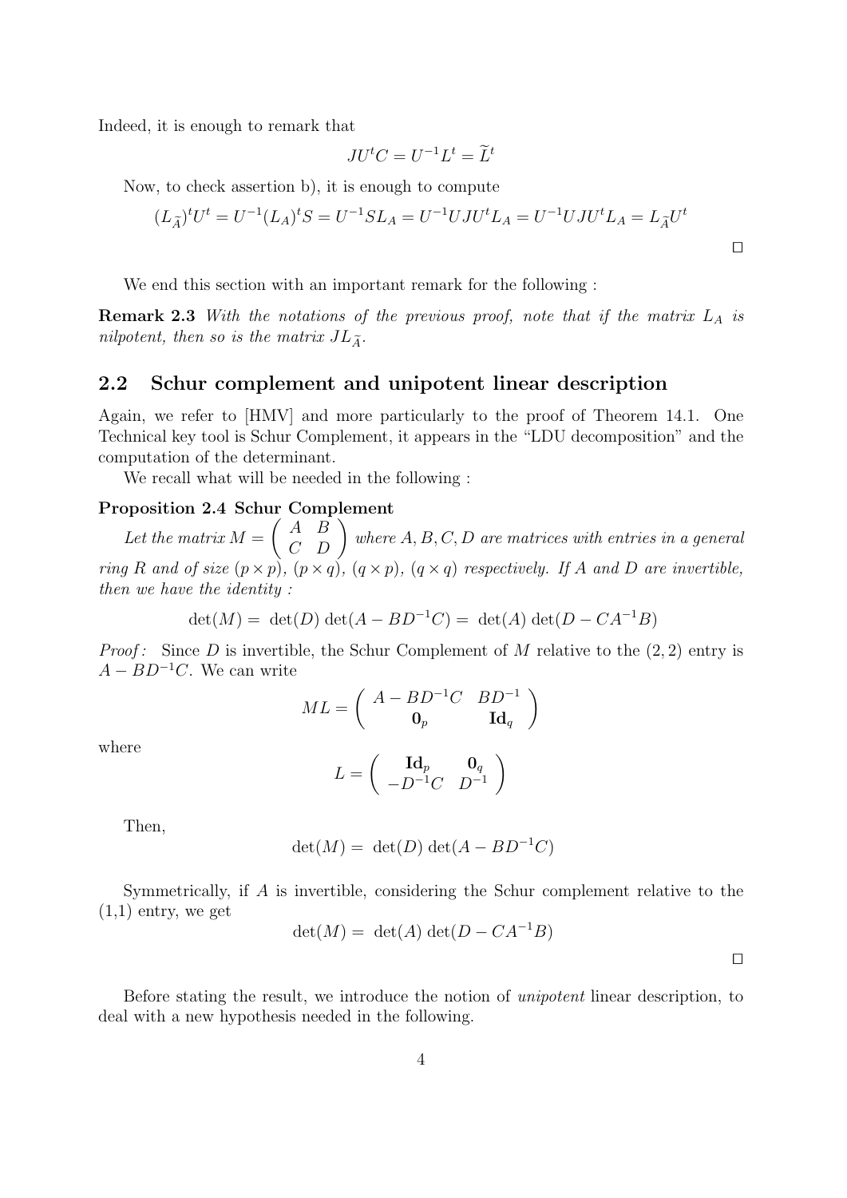Indeed, it is enough to remark that

$$JU^tC = U^{-1}L^t = \widetilde{L}^t$$

Now, to check assertion b), it is enough to compute

$$(L_{\widetilde{A}})^tU^t = U^{-1}(L_A)^tS = U^{-1}SL_A = U^{-1}UJU^tL_A = U^{-1}UJU^tL_A = L_{\widetilde{A}}U^t$$

□

We end this section with an important remark for the following :

**Remark 2.3** *With the notations of the previous proof, note that if the matrix $L_A$ is nilpotent, then so is the matrix $JL_{\widetilde{A}}$.*

## 2.2 Schur complement and unipotent linear description

Again, we refer to [HMV] and more particularly to the proof of Theorem 14.1. One Technical key tool is Schur Complement, it appears in the "LDU decomposition" and the computation of the determinant.

We recall what will be needed in the following :

**Proposition 2.4 Schur Complement**

*Let the matrix $M = \begin{pmatrix} A & B \\ C & D \end{pmatrix}$ where $A, B, C, D$ are matrices with entries in a general ring $R$ and of size $(p \times p)$, $(p \times q)$, $(q \times p)$, $(q \times q)$ respectively. If $A$ and $D$ are invertible, then we have the identity :*

$$\det(M) = \det(D)\det(A - BD^{-1}C) = \det(A)\det(D - CA^{-1}B)$$

*Proof :* Since $D$ is invertible, the Schur Complement of $M$ relative to the $(2,2)$ entry is $A - BD^{-1}C$. We can write

$$ML = \begin{pmatrix} A - BD^{-1}C & BD^{-1} \\ \mathbf{0}_p & \mathbf{Id}_q \end{pmatrix}$$

where

$$L = \begin{pmatrix} \mathbf{Id}_p & \mathbf{0}_q \\ -D^{-1}C & D^{-1} \end{pmatrix}$$

Then,

$$\det(M) = \det(D)\det(A - BD^{-1}C)$$

Symmetrically, if $A$ is invertible, considering the Schur complement relative to the (1,1) entry, we get

$$\det(M) = \det(A)\det(D - CA^{-1}B)$$

□

Before stating the result, we introduce the notion of *unipotent* linear description, to deal with a new hypothesis needed in the following.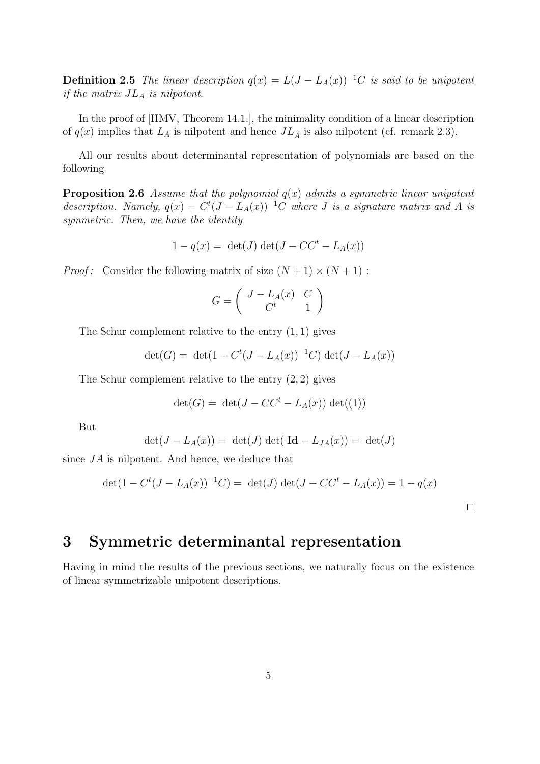**Definition 2.5** *The linear description $q(x) = L(J - L_A(x))^{-1}C$ is said to be unipotent if the matrix $JL_A$ is nilpotent.*

In the proof of [HMV, Theorem 14.1.], the minimality condition of a linear description of $q(x)$ implies that $L_A$ is nilpotent and hence $JL_{\widetilde{A}}$ is also nilpotent (cf. remark 2.3).

All our results about determinantal representation of polynomials are based on the following

**Proposition 2.6** *Assume that the polynomial $q(x)$ admits a symmetric linear unipotent description. Namely, $q(x) = C^t(J - L_A(x))^{-1}C$ where $J$ is a signature matrix and $A$ is symmetric. Then, we have the identity*

$$1 - q(x) = \det(J)\det(J - CC^t - L_A(x))$$

*Proof:* Consider the following matrix of size $(N+1) \times (N+1)$ :

$$G = \begin{pmatrix} J - L_A(x) & C \\ C^t & 1 \end{pmatrix}$$

The Schur complement relative to the entry $(1,1)$ gives

$$\det(G) = \det(1 - C^t(J - L_A(x))^{-1}C)\det(J - L_A(x))$$

The Schur complement relative to the entry $(2,2)$ gives

$$\det(G) = \det(J - CC^t - L_A(x))\det((1))$$

But

$$\det(J - L_A(x)) = \det(J)\det(\mathbf{Id} - L_{JA}(x)) = \det(J)$$

since $JA$ is nilpotent. And hence, we deduce that

$$\det(1 - C^t(J - L_A(x))^{-1}C) = \det(J)\det(J - CC^t - L_A(x)) = 1 - q(x)$$

$\square$

# 3 Symmetric determinantal representation

Having in mind the results of the previous sections, we naturally focus on the existence of linear symmetrizable unipotent descriptions.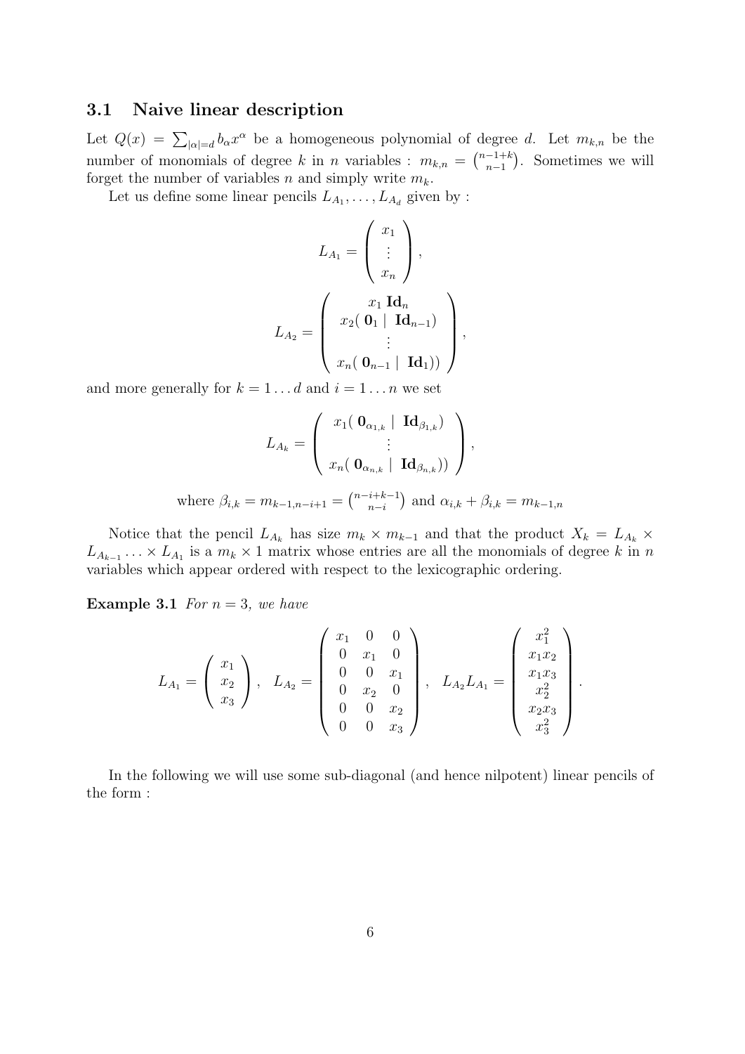### 3.1 Naive linear description

Let $Q(x) = \sum_{|\alpha|=d} b_\alpha x^\alpha$ be a homogeneous polynomial of degree $d$. Let $m_{k,n}$ be the number of monomials of degree $k$ in $n$ variables : $m_{k,n} = \binom{n-1+k}{n-1}$. Sometimes we will forget the number of variables $n$ and simply write $m_k$.

Let us define some linear pencils $L_{A_1}, \ldots, L_{A_d}$ given by :

$$L_{A_1} = \begin{pmatrix} x_1 \\ \vdots \\ x_n \end{pmatrix},$$

$$L_{A_2} = \begin{pmatrix} x_1 \, \mathbf{Id}_n \\ x_2( \, \mathbf{0}_1 \mid \mathbf{Id}_{n-1}) \\ \vdots \\ x_n( \, \mathbf{0}_{n-1} \mid \mathbf{Id}_1)) \end{pmatrix},$$

and more generally for $k = 1 \ldots d$ and $i = 1 \ldots n$ we set

$$L_{A_k} = \begin{pmatrix} x_1( \, \mathbf{0}_{\alpha_{1,k}} \mid \mathbf{Id}_{\beta_{1,k}}) \\ \vdots \\ x_n( \, \mathbf{0}_{\alpha_{n,k}} \mid \mathbf{Id}_{\beta_{n,k}})) \end{pmatrix},$$

$$\text{where } \beta_{i,k} = m_{k-1,n-i+1} = \binom{n-i+k-1}{n-i} \text{ and } \alpha_{i,k} + \beta_{i,k} = m_{k-1,n}$$

Notice that the pencil $L_{A_k}$ has size $m_k \times m_{k-1}$ and that the product $X_k = L_{A_k} \times L_{A_{k-1}} \ldots \times L_{A_1}$ is a $m_k \times 1$ matrix whose entries are all the monomials of degree $k$ in $n$ variables which appear ordered with respect to the lexicographic ordering.

**Example 3.1** *For $n = 3$, we have*

$$L_{A_1} = \begin{pmatrix} x_1 \\ x_2 \\ x_3 \end{pmatrix}, \quad L_{A_2} = \begin{pmatrix} x_1 & 0 & 0 \\ 0 & x_1 & 0 \\ 0 & 0 & x_1 \\ 0 & x_2 & 0 \\ 0 & 0 & x_2 \\ 0 & 0 & x_3 \end{pmatrix}, \quad L_{A_2} L_{A_1} = \begin{pmatrix} x_1^2 \\ x_1 x_2 \\ x_1 x_3 \\ x_2^2 \\ x_2 x_3 \\ x_3^2 \end{pmatrix}.$$

In the following we will use some sub-diagonal (and hence nilpotent) linear pencils of the form :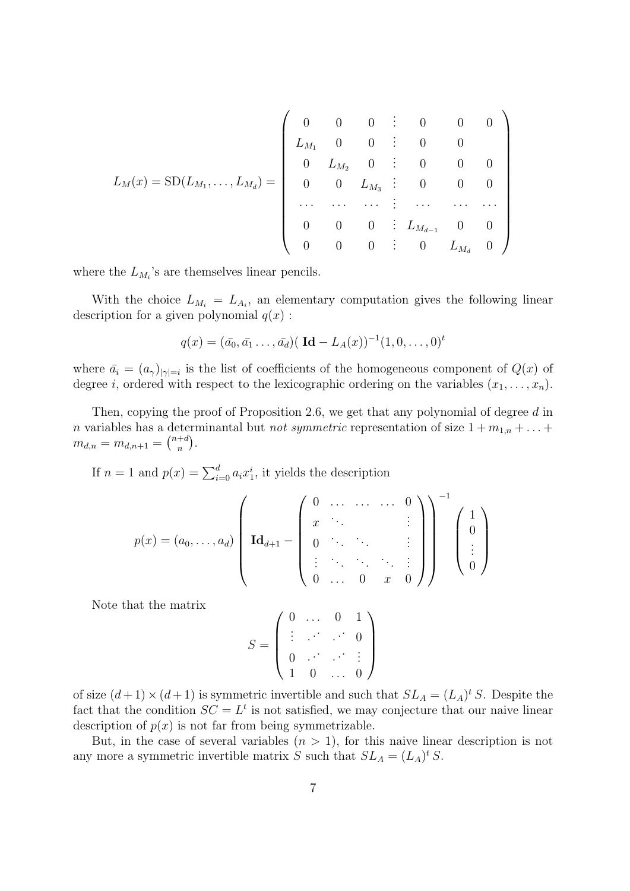$$L_M(x) = \mathrm{SD}(L_{M_1}, \ldots, L_{M_d}) = \left( \begin{array}{ccc|ccc} 0 & 0 & 0 & 0 & 0 & 0 \\ L_{M_1} & 0 & 0 & 0 & 0 & \\ 0 & L_{M_2} & 0 & 0 & 0 & 0 \\ 0 & 0 & L_{M_3} & 0 & 0 & 0 \\ \cdots & \cdots & \cdots & \cdots & \cdots & \cdots \\ 0 & 0 & 0 & L_{M_{d-1}} & 0 & 0 \\ 0 & 0 & 0 & 0 & L_{M_d} & 0 \end{array} \right)$$

where the $L_{M_i}$'s are themselves linear pencils.

With the choice $L_{M_i} = L_{A_i}$, an elementary computation gives the following linear description for a given polynomial $q(x)$ :

$$q(x) = (\bar{a_0}, \bar{a_1} \ldots, \bar{a_d})(\ \mathbf{Id} - L_A(x))^{-1}(1, 0, \ldots, 0)^t$$

where $\bar{a_i} = (a_\gamma)_{|\gamma|=i}$ is the list of coefficients of the homogeneous component of $Q(x)$ of degree $i$, ordered with respect to the lexicographic ordering on the variables $(x_1, \ldots, x_n)$.

Then, copying the proof of Proposition 2.6, we get that any polynomial of degree $d$ in $n$ variables has a determinantal but *not symmetric* representation of size $1 + m_{1,n} + \ldots + m_{d,n} = m_{d,n+1} = \binom{n+d}{n}$.

If $n = 1$ and $p(x) = \sum_{i=0}^{d} a_i x_1^i$, it yields the description

$$p(x) = (a_0, \ldots, a_d) \left( \mathbf{Id}_{d+1} - \begin{pmatrix} 0 & \ldots & \ldots & \ldots & 0 \\ x & \ddots & & & \vdots \\ 0 & \ddots & \ddots & & \vdots \\ \vdots & \ddots & \ddots & \ddots & \vdots \\ 0 & \ldots & 0 & x & 0 \end{pmatrix} \right)^{-1} \begin{pmatrix} 1 \\ 0 \\ \vdots \\ 0 \end{pmatrix}$$

Note that the matrix

$$S = \begin{pmatrix} 0 & \ldots & 0 & 1 \\ \vdots & .\cdot^{\cdot} & .\cdot^{\cdot} & 0 \\ 0 & .\cdot^{\cdot} & .\cdot^{\cdot} & \vdots \\ 1 & 0 & \ldots & 0 \end{pmatrix}$$

of size $(d+1) \times (d+1)$ is symmetric invertible and such that $SL_A = (L_A)^t S$. Despite the fact that the condition $SC = L^t$ is not satisfied, we may conjecture that our naive linear description of $p(x)$ is not far from being symmetrizable.

But, in the case of several variables $(n > 1)$, for this naive linear description is not any more a symmetric invertible matrix $S$ such that $SL_A = (L_A)^t S$.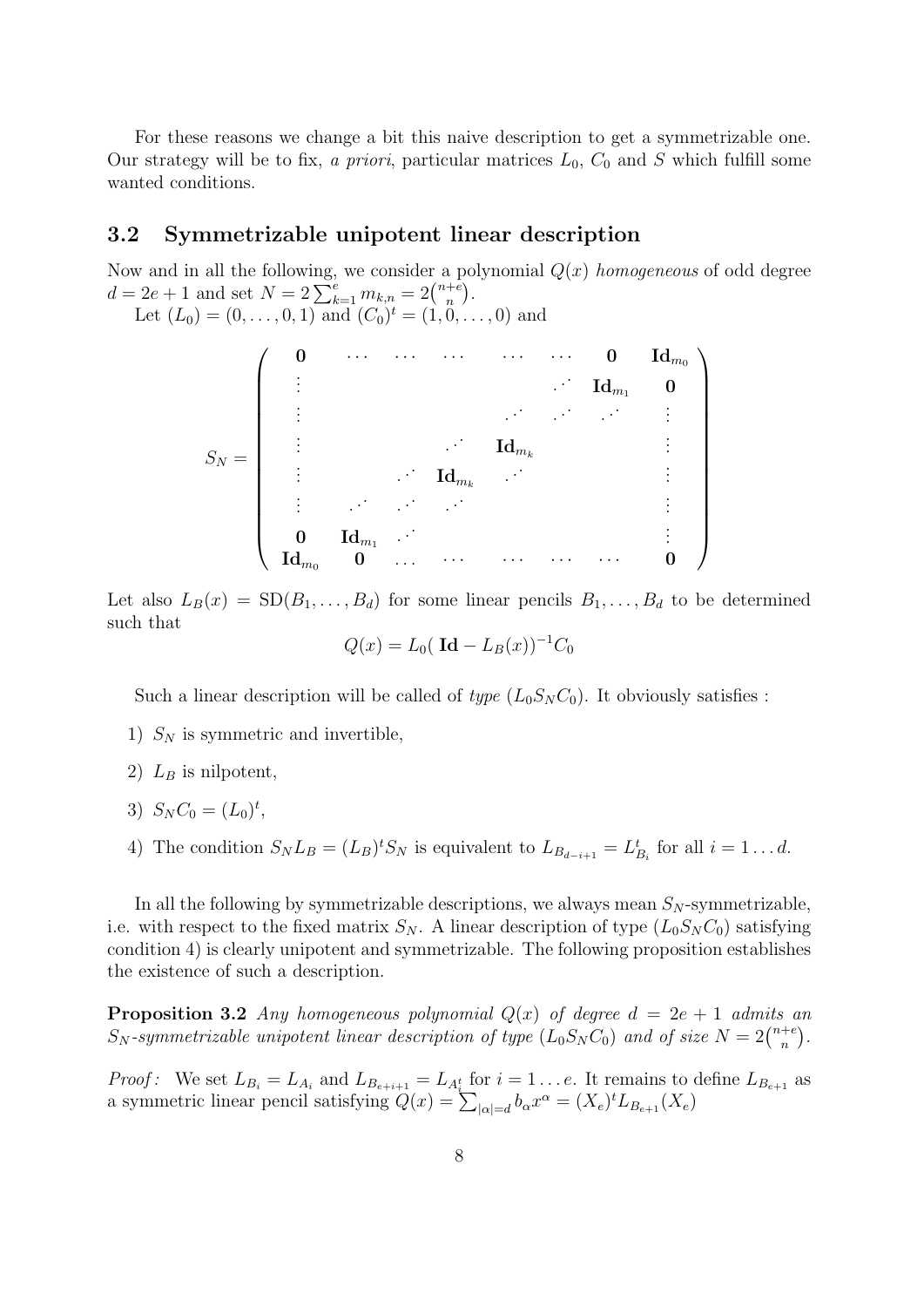For these reasons we change a bit this naive description to get a symmetrizable one. Our strategy will be to fix, *a priori*, particular matrices $L_0$, $C_0$ and $S$ which fulfill some wanted conditions.

### 3.2 Symmetrizable unipotent linear description

Now and in all the following, we consider a polynomial $Q(x)$ *homogeneous* of odd degree $d = 2e+1$ and set $N = 2\sum_{k=1}^{e} m_{k,n} = 2\binom{n+e}{n}$.

Let $(L_0) = (0, \ldots, 0, 1)$ and $(C_0)^t = (1, 0, \ldots, 0)$ and

$$
S_N = \begin{pmatrix}
\mathbf{0} & \cdots & \cdots & \cdots & \cdots & \cdots & \mathbf{0} & \mathbf{Id}_{m_0} \\
\vdots & & & & & \cdot^{\cdot^{\cdot}} & \mathbf{Id}_{m_1} & \mathbf{0} \\
\vdots & & & & \cdot^{\cdot^{\cdot}} & \cdot^{\cdot^{\cdot}} & \cdot^{\cdot^{\cdot}} & \vdots \\
\vdots & & & \cdot^{\cdot^{\cdot}} & \mathbf{Id}_{m_k} & & & \vdots \\
\vdots & & \cdot^{\cdot^{\cdot}} & \mathbf{Id}_{m_k} & \cdot^{\cdot^{\cdot}} & & & \vdots \\
\vdots & \cdot^{\cdot^{\cdot}} & \cdot^{\cdot^{\cdot}} & \cdot^{\cdot^{\cdot}} & & & & \vdots \\
\mathbf{0} & \mathbf{Id}_{m_1} & \cdot^{\cdot^{\cdot}} & & & & & \vdots \\
\mathbf{Id}_{m_0} & \mathbf{0} & \cdots & \cdots & \cdots & \cdots & \cdots & \mathbf{0}
\end{pmatrix}
$$

Let also $L_B(x) = \mathrm{SD}(B_1, \ldots, B_d)$ for some linear pencils $B_1, \ldots, B_d$ to be determined such that

$$
Q(x) = L_0(\,\mathbf{Id} - L_B(x))^{-1} C_0
$$

Such a linear description will be called of *type* $(L_0 S_N C_0)$. It obviously satisfies :

1) $S_N$ is symmetric and invertible,
2) $L_B$ is nilpotent,
3) $S_N C_0 = (L_0)^t$,
4) The condition $S_N L_B = (L_B)^t S_N$ is equivalent to $L_{B_{d-i+1}} = L_{B_i}^t$ for all $i = 1 \ldots d$.

In all the following by symmetrizable descriptions, we always mean $S_N$-symmetrizable, i.e. with respect to the fixed matrix $S_N$. A linear description of type $(L_0 S_N C_0)$ satisfying condition 4) is clearly unipotent and symmetrizable. The following proposition establishes the existence of such a description.

**Proposition 3.2** *Any homogeneous polynomial $Q(x)$ of degree $d = 2e+1$ admits an $S_N$-symmetrizable unipotent linear description of type $(L_0 S_N C_0)$ and of size $N = 2\binom{n+e}{n}$.*

*Proof:* We set $L_{B_i} = L_{A_i}$ and $L_{B_{e+i+1}} = L_{A_i^t}$ for $i = 1 \ldots e$. It remains to define $L_{B_{e+1}}$ as a symmetric linear pencil satisfying $Q(x) = \sum_{|\alpha|=d} b_\alpha x^\alpha = (X_e)^t L_{B_{e+1}}(X_e)$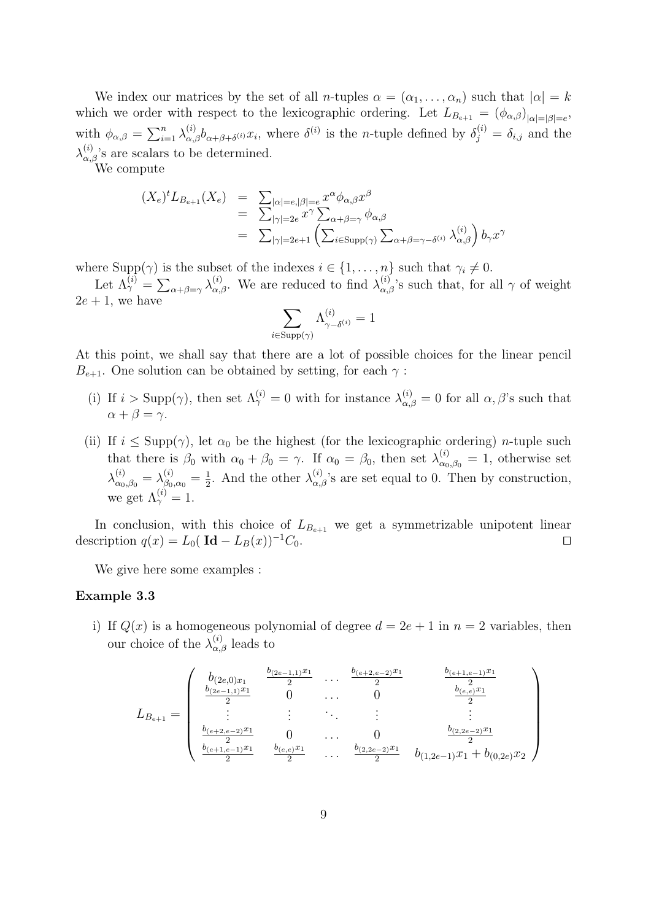We index our matrices by the set of all $n$-tuples $\alpha = (\alpha_1, \dots, \alpha_n)$ such that $|\alpha| = k$ which we order with respect to the lexicographic ordering. Let $L_{B_{e+1}} = (\phi_{\alpha,\beta})_{|\alpha|=|\beta|=e}$, with $\phi_{\alpha,\beta} = \sum_{i=1}^n \lambda_{\alpha,\beta}^{(i)} b_{\alpha+\beta+\delta^{(i)}} x_i$, where $\delta^{(i)}$ is the $n$-tuple defined by $\delta_j^{(i)} = \delta_{i,j}$ and the $\lambda_{\alpha,\beta}^{(i)}$'s are scalars to be determined.

We compute

$$
\begin{aligned}
(X_e)^t L_{B_{e+1}}(X_e) &= \sum_{|\alpha|=e, |\beta|=e} x^\alpha \phi_{\alpha,\beta} x^\beta \\
&= \sum_{|\gamma|=2e} x^\gamma \sum_{\alpha+\beta=\gamma} \phi_{\alpha,\beta} \\
&= \sum_{|\gamma|=2e+1} \left( \sum_{i \in \mathrm{Supp}(\gamma)} \sum_{\alpha+\beta=\gamma-\delta^{(i)}} \lambda_{\alpha,\beta}^{(i)} \right) b_\gamma x^\gamma
\end{aligned}
$$

where $\mathrm{Supp}(\gamma)$ is the subset of the indexes $i \in \{1, \dots, n\}$ such that $\gamma_i \neq 0$.

Let $\Lambda_\gamma^{(i)} = \sum_{\alpha+\beta=\gamma} \lambda_{\alpha,\beta}^{(i)}$. We are reduced to find $\lambda_{\alpha,\beta}^{(i)}$'s such that, for all $\gamma$ of weight $2e+1$, we have

$$
\sum_{i \in \mathrm{Supp}(\gamma)} \Lambda_{\gamma-\delta^{(i)}}^{(i)} = 1
$$

At this point, we shall say that there are a lot of possible choices for the linear pencil $B_{e+1}$. One solution can be obtained by setting, for each $\gamma$ :

(i) If $i > \mathrm{Supp}(\gamma)$, then set $\Lambda_\gamma^{(i)} = 0$ with for instance $\lambda_{\alpha,\beta}^{(i)} = 0$ for all $\alpha, \beta$'s such that $\alpha + \beta = \gamma$.

(ii) If $i \leq \mathrm{Supp}(\gamma)$, let $\alpha_0$ be the highest (for the lexicographic ordering) $n$-tuple such that there is $\beta_0$ with $\alpha_0 + \beta_0 = \gamma$. If $\alpha_0 = \beta_0$, then set $\lambda_{\alpha_0,\beta_0}^{(i)} = 1$, otherwise set $\lambda_{\alpha_0,\beta_0}^{(i)} = \lambda_{\beta_0,\alpha_0}^{(i)} = \frac{1}{2}$. And the other $\lambda_{\alpha,\beta}^{(i)}$'s are set equal to 0. Then by construction, we get $\Lambda_\gamma^{(i)} = 1$.

In conclusion, with this choice of $L_{B_{e+1}}$ we get a symmetrizable unipotent linear description $q(x) = L_0(\,\mathbf{Id} - L_B(x))^{-1} C_0$. $\square$

We give here some examples :

### Example 3.3

i) If $Q(x)$ is a homogeneous polynomial of degree $d = 2e+1$ in $n = 2$ variables, then our choice of the $\lambda_{\alpha,\beta}^{(i)}$ leads to

$$
L_{B_{e+1}} = \begin{pmatrix}
b_{(2e,0)} x_1 & \frac{b_{(2e-1,1)} x_1}{2} & \dots & \frac{b_{(e+2,e-2)} x_1}{2} & \frac{b_{(e+1,e-1)} x_1}{2} \\
\frac{b_{(2e-1,1)} x_1}{2} & 0 & \dots & 0 & \frac{b_{(e,e)} x_1}{2} \\
\vdots & \vdots & \ddots & \vdots & \vdots \\
\frac{b_{(e+2,e-2)} x_1}{2} & 0 & \dots & 0 & \frac{b_{(2,2e-2)} x_1}{2} \\
\frac{b_{(e+1,e-1)} x_1}{2} & \frac{b_{(e,e)} x_1}{2} & \dots & \frac{b_{(2,2e-2)} x_1}{2} & b_{(1,2e-1)} x_1 + b_{(0,2e)} x_2
\end{pmatrix}
$$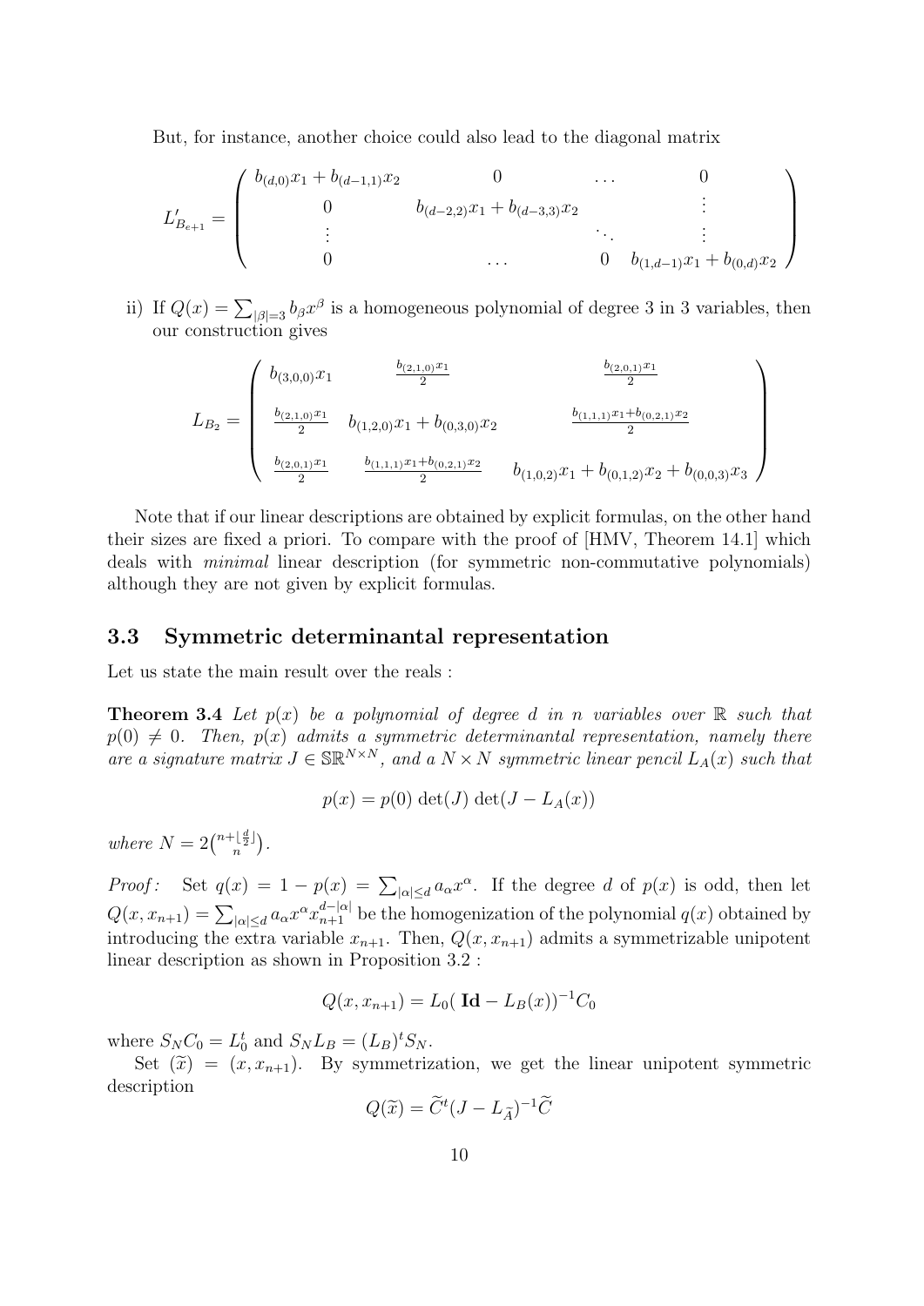But, for instance, another choice could also lead to the diagonal matrix

$$
L'_{B_{e+1}} = \begin{pmatrix} b_{(d,0)}x_1 + b_{(d-1,1)}x_2 & 0 & \dots & 0 \\ 0 & b_{(d-2,2)}x_1 + b_{(d-3,3)}x_2 & & \vdots \\ \vdots & & \ddots & \vdots \\ 0 & \dots & 0 & b_{(1,d-1)}x_1 + b_{(0,d)}x_2 \end{pmatrix}
$$

ii) If $Q(x) = \sum_{|\beta|=3} b_\beta x^\beta$ is a homogeneous polynomial of degree 3 in 3 variables, then our construction gives

$$
L_{B_2} = \begin{pmatrix} b_{(3,0,0)}x_1 & \frac{b_{(2,1,0)}x_1}{2} & \frac{b_{(2,0,1)}x_1}{2} \\ \frac{b_{(2,1,0)}x_1}{2} & b_{(1,2,0)}x_1 + b_{(0,3,0)}x_2 & \frac{b_{(1,1,1)}x_1 + b_{(0,2,1)}x_2}{2} \\ \frac{b_{(2,0,1)}x_1}{2} & \frac{b_{(1,1,1)}x_1 + b_{(0,2,1)}x_2}{2} & b_{(1,0,2)}x_1 + b_{(0,1,2)}x_2 + b_{(0,0,3)}x_3 \end{pmatrix}
$$

Note that if our linear descriptions are obtained by explicit formulas, on the other hand their sizes are fixed a priori. To compare with the proof of [HMV, Theorem 14.1] which deals with *minimal* linear description (for symmetric non-commutative polynomials) although they are not given by explicit formulas.

## 3.3 Symmetric determinantal representation

Let us state the main result over the reals :

**Theorem 3.4** *Let $p(x)$ be a polynomial of degree $d$ in $n$ variables over $\mathbb{R}$ such that $p(0) \neq 0$. Then, $p(x)$ admits a symmetric determinantal representation, namely there are a signature matrix $J \in \mathbb{SR}^{N\times N}$, and a $N \times N$ symmetric linear pencil $L_A(x)$ such that*

$$
p(x) = p(0)\det(J)\det(J - L_A(x))
$$

*where $N = 2\binom{n+\lfloor \frac{d}{2} \rfloor}{n}$.*

*Proof:* Set $q(x) = 1 - p(x) = \sum_{|\alpha|\leq d} a_\alpha x^\alpha$. If the degree $d$ of $p(x)$ is odd, then let $Q(x, x_{n+1}) = \sum_{|\alpha|\leq d} a_\alpha x^\alpha x_{n+1}^{d-|\alpha|}$ be the homogenization of the polynomial $q(x)$ obtained by introducing the extra variable $x_{n+1}$. Then, $Q(x, x_{n+1})$ admits a symmetrizable unipotent linear description as shown in Proposition 3.2 :

$$
Q(x, x_{n+1}) = L_0(\,\mathbf{Id} - L_B(x))^{-1}C_0
$$

where $S_N C_0 = L_0^t$ and $S_N L_B = (L_B)^t S_N$.

Set $(\widetilde{x}) = (x, x_{n+1})$. By symmetrization, we get the linear unipotent symmetric description

$$
Q(\widetilde{x}) = \widetilde{C}^t(J - L_{\widetilde{A}})^{-1}\widetilde{C}
$$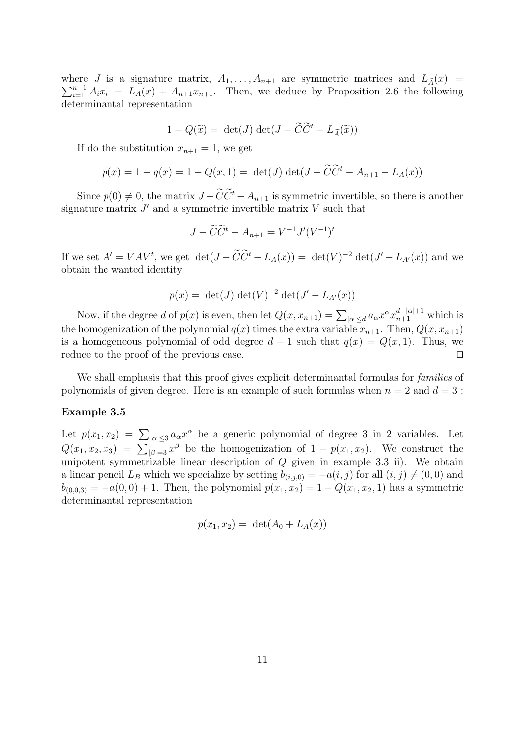where $J$ is a signature matrix, $A_1, \ldots, A_{n+1}$ are symmetric matrices and $L_{\widehat{A}}(x) = \sum_{i=1}^{n+1} A_i x_i = L_A(x) + A_{n+1}x_{n+1}$. Then, we deduce by Proposition 2.6 the following determinantal representation

$$1 - Q(\widetilde{x}) = \det(J) \det(J - \widetilde{C}\widetilde{C}^t - L_{\widehat{A}}(\widetilde{x}))$$

If do the substitution $x_{n+1} = 1$, we get

$$p(x) = 1 - q(x) = 1 - Q(x, 1) = \det(J) \det(J - \widetilde{C}\widetilde{C}^t - A_{n+1} - L_A(x))$$

Since $p(0) \neq 0$, the matrix $J - \widetilde{C}\widetilde{C}^t - A_{n+1}$ is symmetric invertible, so there is another signature matrix $J'$ and a symmetric invertible matrix $V$ such that

$$J - \widetilde{C}\widetilde{C}^t - A_{n+1} = V^{-1}J'(V^{-1})^t$$

If we set $A' = VAV^t$, we get $\det(J - \widetilde{C}\widetilde{C}^t - L_A(x)) = \det(V)^{-2} \det(J' - L_{A'}(x))$ and we obtain the wanted identity

$$p(x) = \det(J) \det(V)^{-2} \det(J' - L_{A'}(x))$$

Now, if the degree $d$ of $p(x)$ is even, then let $Q(x, x_{n+1}) = \sum_{|\alpha| \leq d} a_\alpha x^\alpha x_{n+1}^{d-|\alpha|+1}$ which is the homogenization of the polynomial $q(x)$ times the extra variable $x_{n+1}$. Then, $Q(x, x_{n+1})$ is a homogeneous polynomial of odd degree $d+1$ such that $q(x) = Q(x, 1)$. Thus, we reduce to the proof of the previous case. $\square$

We shall emphasis that this proof gives explicit determinantal formulas for *families* of polynomials of given degree. Here is an example of such formulas when $n = 2$ and $d = 3$ :

**Example 3.5**

Let $p(x_1, x_2) = \sum_{|\alpha| \leq 3} a_\alpha x^\alpha$ be a generic polynomial of degree 3 in 2 variables. Let $Q(x_1, x_2, x_3) = \sum_{|\beta|=3} x^\beta$ be the homogenization of $1 - p(x_1, x_2)$. We construct the unipotent symmetrizable linear description of $Q$ given in example 3.3 ii). We obtain a linear pencil $L_B$ which we specialize by setting $b_{(i,j,0)} = -a(i, j)$ for all $(i, j) \neq (0, 0)$ and $b_{(0,0,3)} = -a(0, 0) + 1$. Then, the polynomial $p(x_1, x_2) = 1 - Q(x_1, x_2, 1)$ has a symmetric determinantal representation

$$p(x_1, x_2) = \det(A_0 + L_A(x))$$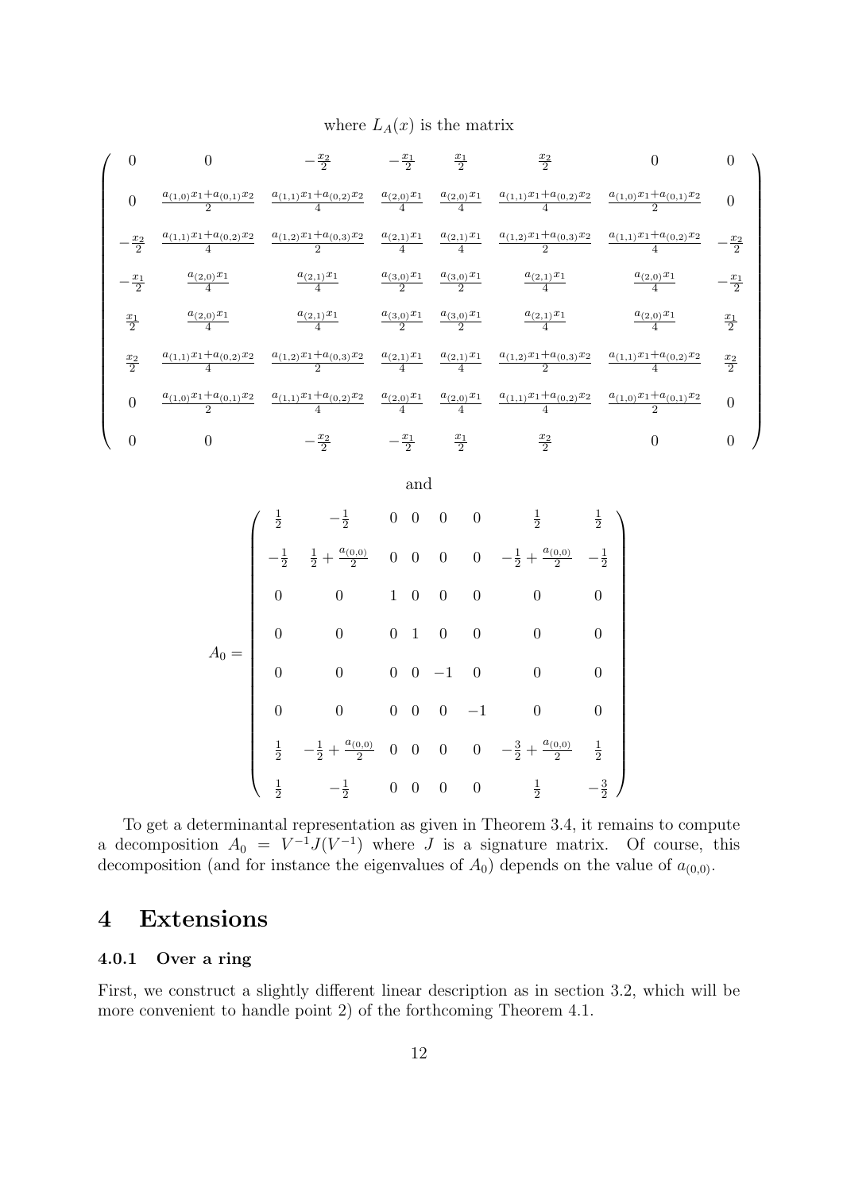where $L_A(x)$ is the matrix

$$
\begin{pmatrix}
0 & 0 & -\frac{x_2}{2} & -\frac{x_1}{2} & \frac{x_1}{2} & \frac{x_2}{2} & 0 & 0 \\
0 & \frac{a_{(1,0)}x_1+a_{(0,1)}x_2}{2} & \frac{a_{(1,1)}x_1+a_{(0,2)}x_2}{4} & \frac{a_{(2,0)}x_1}{4} & \frac{a_{(2,0)}x_1}{4} & \frac{a_{(1,1)}x_1+a_{(0,2)}x_2}{4} & \frac{a_{(1,0)}x_1+a_{(0,1)}x_2}{2} & 0 \\
-\frac{x_2}{2} & \frac{a_{(1,1)}x_1+a_{(0,2)}x_2}{4} & \frac{a_{(1,2)}x_1+a_{(0,3)}x_2}{2} & \frac{a_{(2,1)}x_1}{4} & \frac{a_{(2,1)}x_1}{4} & \frac{a_{(1,2)}x_1+a_{(0,3)}x_2}{2} & \frac{a_{(1,1)}x_1+a_{(0,2)}x_2}{4} & -\frac{x_2}{2} \\
-\frac{x_1}{2} & \frac{a_{(2,0)}x_1}{4} & \frac{a_{(2,1)}x_1}{4} & \frac{a_{(3,0)}x_1}{2} & \frac{a_{(3,0)}x_1}{2} & \frac{a_{(2,1)}x_1}{4} & \frac{a_{(2,0)}x_1}{4} & -\frac{x_1}{2} \\
\frac{x_1}{2} & \frac{a_{(2,0)}x_1}{4} & \frac{a_{(2,1)}x_1}{4} & \frac{a_{(3,0)}x_1}{2} & \frac{a_{(3,0)}x_1}{2} & \frac{a_{(2,1)}x_1}{4} & \frac{a_{(2,0)}x_1}{4} & \frac{x_1}{2} \\
\frac{x_2}{2} & \frac{a_{(1,1)}x_1+a_{(0,2)}x_2}{4} & \frac{a_{(1,2)}x_1+a_{(0,3)}x_2}{2} & \frac{a_{(2,1)}x_1}{4} & \frac{a_{(2,1)}x_1}{4} & \frac{a_{(1,2)}x_1+a_{(0,3)}x_2}{2} & \frac{a_{(1,1)}x_1+a_{(0,2)}x_2}{4} & \frac{x_2}{2} \\
0 & \frac{a_{(1,0)}x_1+a_{(0,1)}x_2}{2} & \frac{a_{(1,1)}x_1+a_{(0,2)}x_2}{4} & \frac{a_{(2,0)}x_1}{4} & \frac{a_{(2,0)}x_1}{4} & \frac{a_{(1,1)}x_1+a_{(0,2)}x_2}{4} & \frac{a_{(1,0)}x_1+a_{(0,1)}x_2}{2} & 0 \\
0 & 0 & -\frac{x_2}{2} & -\frac{x_1}{2} & \frac{x_1}{2} & \frac{x_2}{2} & 0 & 0
\end{pmatrix}
$$

and

$$
A_0 = \begin{pmatrix}
\frac{1}{2} & -\frac{1}{2} & 0 & 0 & 0 & 0 & \frac{1}{2} & \frac{1}{2} \\
-\frac{1}{2} & \frac{1}{2}+\frac{a_{(0,0)}}{2} & 0 & 0 & 0 & 0 & -\frac{1}{2}+\frac{a_{(0,0)}}{2} & -\frac{1}{2} \\
0 & 0 & 1 & 0 & 0 & 0 & 0 & 0 \\
0 & 0 & 0 & 1 & 0 & 0 & 0 & 0 \\
0 & 0 & 0 & 0 & -1 & 0 & 0 & 0 \\
0 & 0 & 0 & 0 & 0 & -1 & 0 & 0 \\
\frac{1}{2} & -\frac{1}{2}+\frac{a_{(0,0)}}{2} & 0 & 0 & 0 & 0 & -\frac{3}{2}+\frac{a_{(0,0)}}{2} & \frac{1}{2} \\
\frac{1}{2} & -\frac{1}{2} & 0 & 0 & 0 & 0 & \frac{1}{2} & -\frac{3}{2}
\end{pmatrix}
$$

To get a determinantal representation as given in Theorem 3.4, it remains to compute a decomposition $A_0 = V^{-1}J(V^{-1})$ where $J$ is a signature matrix. Of course, this decomposition (and for instance the eigenvalues of $A_0$) depends on the value of $a_{(0,0)}$.

# 4 Extensions

#### 4.0.1 Over a ring

First, we construct a slightly different linear description as in section 3.2, which will be more convenient to handle point 2) of the forthcoming Theorem 4.1.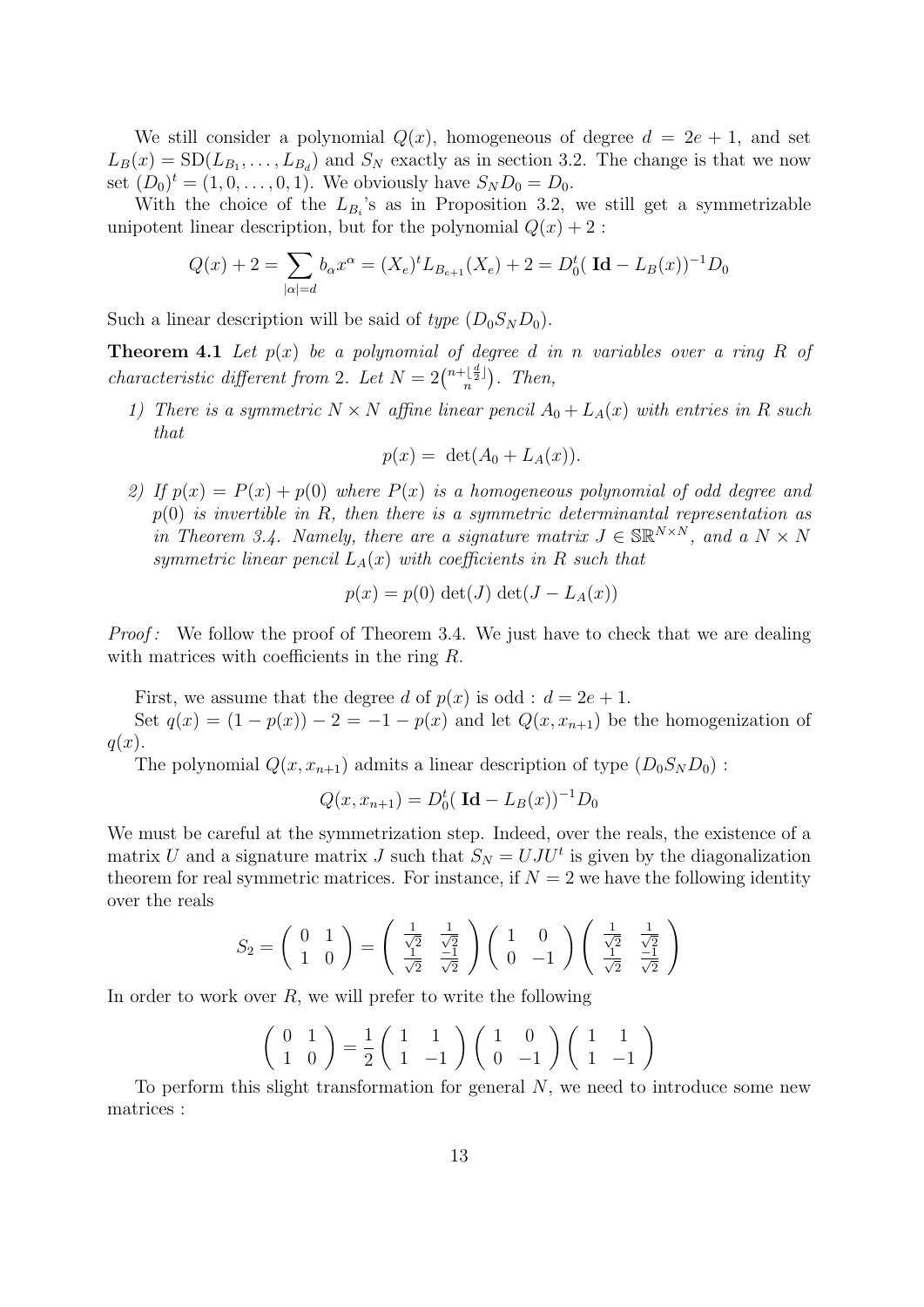We still consider a polynomial $Q(x)$, homogeneous of degree $d = 2e+1$, and set $L_B(x) = \mathrm{SD}(L_{B_1}, \ldots, L_{B_d})$ and $S_N$ exactly as in section 3.2. The change is that we now set $(D_0)^t = (1, 0, \ldots, 0, 1)$. We obviously have $S_N D_0 = D_0$.

With the choice of the $L_{B_i}$'s as in Proposition 3.2, we still get a symmetrizable unipotent linear description, but for the polynomial $Q(x) + 2$ :

$$Q(x) + 2 = \sum_{|\alpha|=d} b_\alpha x^\alpha = (X_e)^t L_{B_{e+1}}(X_e) + 2 = D_0^t(\,\mathbf{Id} - L_B(x))^{-1} D_0$$

Such a linear description will be said of *type* $(D_0 S_N D_0)$.

**Theorem 4.1** *Let $p(x)$ be a polynomial of degree $d$ in $n$ variables over a ring $R$ of characteristic different from 2. Let $N = 2\binom{n+\lfloor \frac{d}{2} \rfloor}{n}$. Then,*

1) *There is a symmetric $N \times N$ affine linear pencil $A_0 + L_A(x)$ with entries in $R$ such that*

$$p(x) = \det(A_0 + L_A(x)).$$

2) *If $p(x) = P(x) + p(0)$ where $P(x)$ is a homogeneous polynomial of odd degree and $p(0)$ is invertible in $R$, then there is a symmetric determinantal representation as in Theorem 3.4. Namely, there are a signature matrix $J \in \mathbb{SR}^{N \times N}$, and a $N \times N$ symmetric linear pencil $L_A(x)$ with coefficients in $R$ such that*

$$p(x) = p(0)\,\det(J)\,\det(J - L_A(x))$$

*Proof :* We follow the proof of Theorem 3.4. We just have to check that we are dealing with matrices with coefficients in the ring $R$.

First, we assume that the degree $d$ of $p(x)$ is odd : $d = 2e+1$.

Set $q(x) = (1 - p(x)) - 2 = -1 - p(x)$ and let $Q(x, x_{n+1})$ be the homogenization of $q(x)$.

The polynomial $Q(x, x_{n+1})$ admits a linear description of type $(D_0 S_N D_0)$ :

$$Q(x, x_{n+1}) = D_0^t(\,\mathbf{Id} - L_B(x))^{-1} D_0$$

We must be careful at the symmetrization step. Indeed, over the reals, the existence of a matrix $U$ and a signature matrix $J$ such that $S_N = UJU^t$ is given by the diagonalization theorem for real symmetric matrices. For instance, if $N = 2$ we have the following identity over the reals

$$S_2 = \begin{pmatrix} 0 & 1 \\ 1 & 0 \end{pmatrix} = \begin{pmatrix} \frac{1}{\sqrt{2}} & \frac{1}{\sqrt{2}} \\ \frac{1}{\sqrt{2}} & \frac{-1}{\sqrt{2}} \end{pmatrix} \begin{pmatrix} 1 & 0 \\ 0 & -1 \end{pmatrix} \begin{pmatrix} \frac{1}{\sqrt{2}} & \frac{1}{\sqrt{2}} \\ \frac{1}{\sqrt{2}} & \frac{-1}{\sqrt{2}} \end{pmatrix}$$

In order to work over $R$, we will prefer to write the following

$$\begin{pmatrix} 0 & 1 \\ 1 & 0 \end{pmatrix} = \frac{1}{2} \begin{pmatrix} 1 & 1 \\ 1 & -1 \end{pmatrix} \begin{pmatrix} 1 & 0 \\ 0 & -1 \end{pmatrix} \begin{pmatrix} 1 & 1 \\ 1 & -1 \end{pmatrix}$$

To perform this slight transformation for general $N$, we need to introduce some new matrices :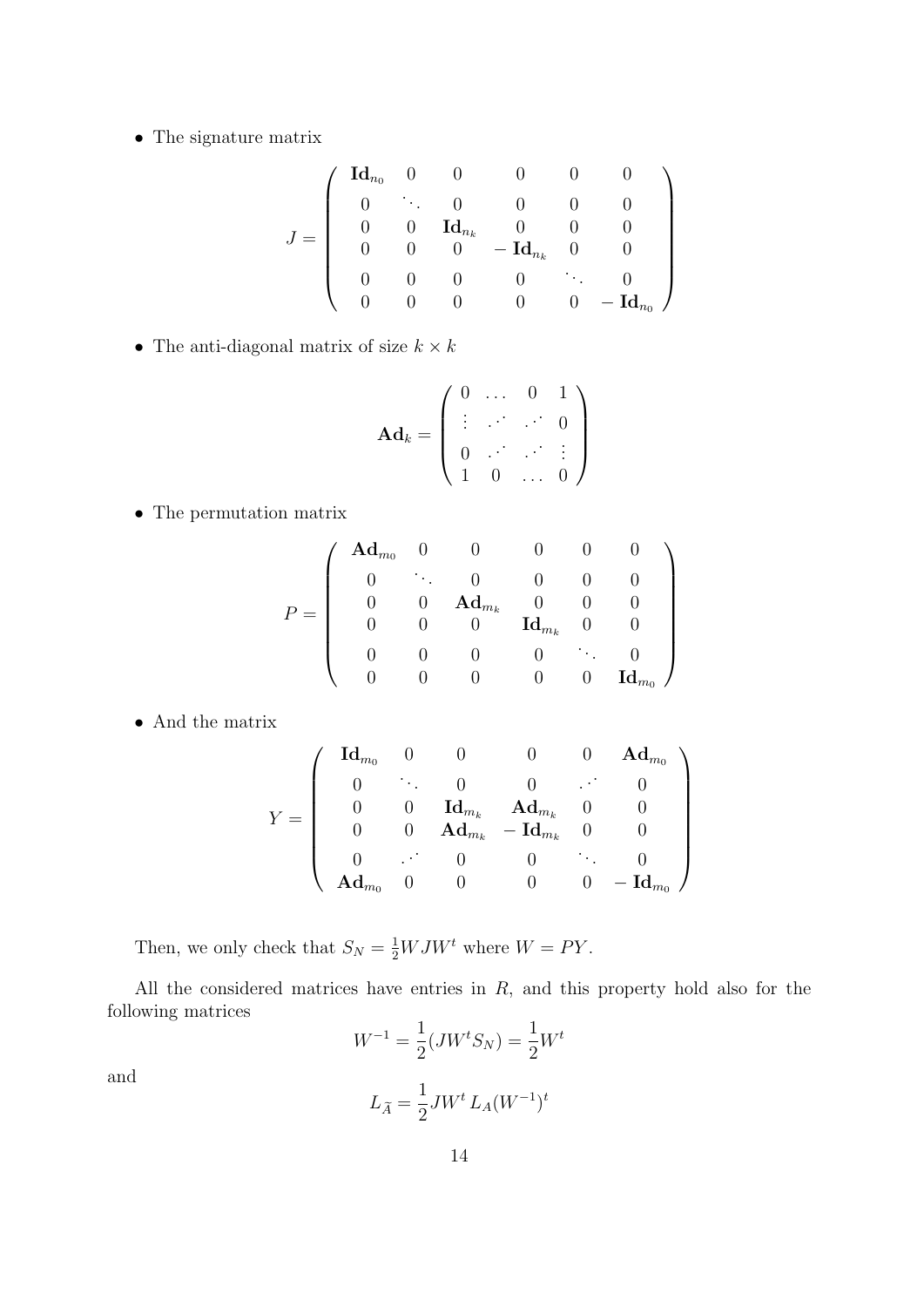- The signature matrix

$$
J = \begin{pmatrix}
\mathbf{Id}_{n_0} & 0 & 0 & 0 & 0 & 0 \\
0 & \ddots & 0 & 0 & 0 & 0 \\
0 & 0 & \mathbf{Id}_{n_k} & 0 & 0 & 0 \\
0 & 0 & 0 & -\mathbf{Id}_{n_k} & 0 & 0 \\
0 & 0 & 0 & 0 & \ddots & 0 \\
0 & 0 & 0 & 0 & 0 & -\mathbf{Id}_{n_0}
\end{pmatrix}
$$

- The anti-diagonal matrix of size $k \times k$

$$
\mathbf{Ad}_k = \begin{pmatrix}
0 & \dots & 0 & 1 \\
\vdots & \iddots & \iddots & 0 \\
0 & \iddots & \iddots & \vdots \\
1 & 0 & \dots & 0
\end{pmatrix}
$$

- The permutation matrix

$$
P = \begin{pmatrix}
\mathbf{Ad}_{m_0} & 0 & 0 & 0 & 0 & 0 \\
0 & \ddots & 0 & 0 & 0 & 0 \\
0 & 0 & \mathbf{Ad}_{m_k} & 0 & 0 & 0 \\
0 & 0 & 0 & \mathbf{Id}_{m_k} & 0 & 0 \\
0 & 0 & 0 & 0 & \ddots & 0 \\
0 & 0 & 0 & 0 & 0 & \mathbf{Id}_{m_0}
\end{pmatrix}
$$

- And the matrix

$$
Y = \begin{pmatrix}
\mathbf{Id}_{m_0} & 0 & 0 & 0 & 0 & \mathbf{Ad}_{m_0} \\
0 & \ddots & 0 & 0 & \iddots & 0 \\
0 & 0 & \mathbf{Id}_{m_k} & \mathbf{Ad}_{m_k} & 0 & 0 \\
0 & 0 & \mathbf{Ad}_{m_k} & -\mathbf{Id}_{m_k} & 0 & 0 \\
0 & \iddots & 0 & 0 & \ddots & 0 \\
\mathbf{Ad}_{m_0} & 0 & 0 & 0 & 0 & -\mathbf{Id}_{m_0}
\end{pmatrix}
$$

Then, we only check that $S_N = \frac{1}{2} W J W^t$ where $W = PY$.

All the considered matrices have entries in $R$, and this property hold also for the following matrices

$$
W^{-1} = \frac{1}{2}(J W^t S_N) = \frac{1}{2} W^t
$$

and

$$
L_{\widetilde{A}} = \frac{1}{2} J W^t \, L_A (W^{-1})^t
$$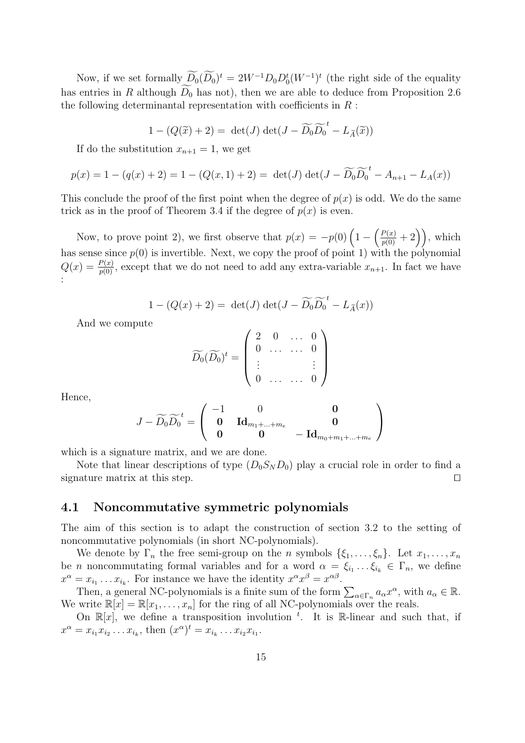Now, if we set formally $\widetilde{D_0}(\widetilde{D_0})^t = 2W^{-1}D_0D_0^t(W^{-1})^t$ (the right side of the equality has entries in $R$ although $\widetilde{D_0}$ has not), then we are able to deduce from Proposition 2.6 the following determinantal representation with coefficients in $R$ :

$$1 - (Q(\widetilde{x}) + 2) = \det(J) \det(J - \widetilde{D_0}\widetilde{D_0}^t - L_{\widetilde{A}}(\widetilde{x}))$$

If do the substitution $x_{n+1} = 1$, we get

$$p(x) = 1 - (q(x) + 2) = 1 - (Q(x,1) + 2) = \det(J) \det(J - \widetilde{D_0}\widetilde{D_0}^t - A_{n+1} - L_A(x))$$

This conclude the proof of the first point when the degree of $p(x)$ is odd. We do the same trick as in the proof of Theorem 3.4 if the degree of $p(x)$ is even.

Now, to prove point 2), we first observe that $p(x) = -p(0)\left(1 - \left(\frac{P(x)}{p(0)} + 2\right)\right)$, which has sense since $p(0)$ is invertible. Next, we copy the proof of point 1) with the polynomial $Q(x) = \frac{P(x)}{p(0)}$, except that we do not need to add any extra-variable $x_{n+1}$. In fact we have :

$$1 - (Q(x) + 2) = \det(J) \det(J - \widetilde{D_0}\widetilde{D_0}^t - L_{\widetilde{A}}(x))$$

And we compute

$$\widetilde{D_0}(\widetilde{D_0})^t = \begin{pmatrix} 2 & 0 & \dots & 0 \\ 0 & \dots & \dots & 0 \\ \vdots & & & \vdots \\ 0 & \dots & \dots & 0 \end{pmatrix}$$

Hence,

$$J - \widetilde{D_0}\widetilde{D_0}^t = \begin{pmatrix} -1 & 0 & \mathbf{0} \\ \mathbf{0} & \mathbf{Id}_{m_1+\ldots+m_e} & \mathbf{0} \\ \mathbf{0} & \mathbf{0} & -\mathbf{Id}_{m_0+m_1+\ldots+m_e} \end{pmatrix}$$

which is a signature matrix, and we are done.

Note that linear descriptions of type $(D_0 S_N D_0)$ play a crucial role in order to find a signature matrix at this step. $\square$

## 4.1 Noncommutative symmetric polynomials

The aim of this section is to adapt the construction of section 3.2 to the setting of noncommutative polynomials (in short NC-polynomials).

We denote by $\Gamma_n$ the free semi-group on the $n$ symbols $\{\xi_1, \ldots, \xi_n\}$. Let $x_1, \ldots, x_n$ be $n$ noncommutating formal variables and for a word $\alpha = \xi_{i_1} \ldots \xi_{i_k} \in \Gamma_n$, we define $x^\alpha = x_{i_1} \ldots x_{i_k}$. For instance we have the identity $x^\alpha x^\beta = x^{\alpha\beta}$.

Then, a general NC-polynomials is a finite sum of the form $\sum_{\alpha \in \Gamma_n} a_\alpha x^\alpha$, with $a_\alpha \in \mathbb{R}$. We write $\mathbb{R}[x] = \mathbb{R}[x_1, \ldots, x_n]$ for the ring of all NC-polynomials over the reals.

On $\mathbb{R}[x]$, we define a transposition involution ${}^t$. It is $\mathbb{R}$-linear and such that, if $x^\alpha = x_{i_1}x_{i_2} \ldots x_{i_k}$, then $(x^\alpha)^t = x_{i_k} \ldots x_{i_2}x_{i_1}$.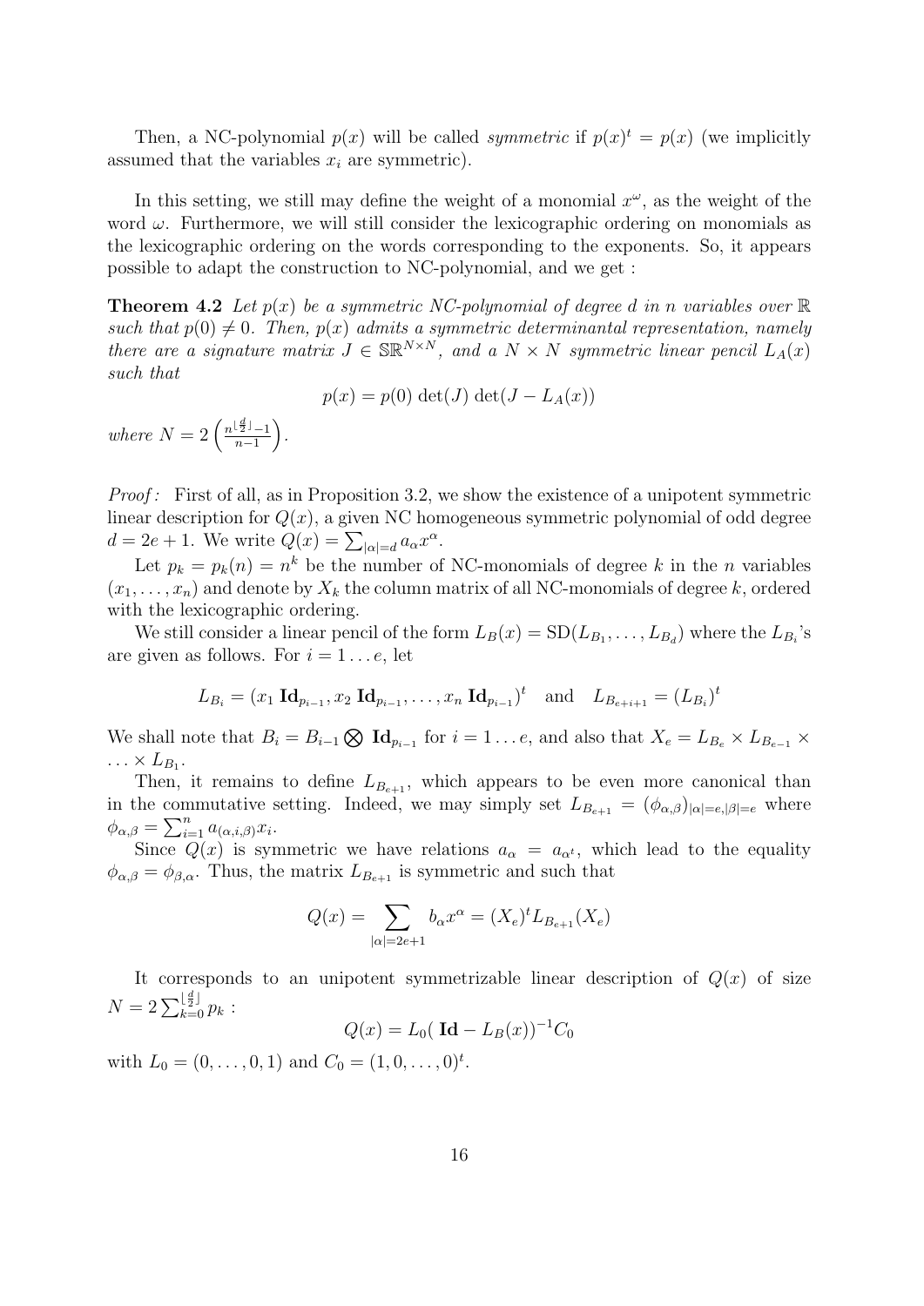Then, a NC-polynomial $p(x)$ will be called *symmetric* if $p(x)^t = p(x)$ (we implicitly assumed that the variables $x_i$ are symmetric).

In this setting, we still may define the weight of a monomial $x^\omega$, as the weight of the word $\omega$. Furthermore, we will still consider the lexicographic ordering on monomials as the lexicographic ordering on the words corresponding to the exponents. So, it appears possible to adapt the construction to NC-polynomial, and we get :

**Theorem 4.2** *Let $p(x)$ be a symmetric NC-polynomial of degree $d$ in $n$ variables over $\mathbb{R}$ such that $p(0) \neq 0$. Then, $p(x)$ admits a symmetric determinantal representation, namely there are a signature matrix $J \in \mathbb{SR}^{N\times N}$, and a $N \times N$ symmetric linear pencil $L_A(x)$ such that*

$$p(x) = p(0)\,\det(J)\,\det(J - L_A(x))$$

*where $N = 2\left(\frac{n^{\lfloor \frac{d}{2} \rfloor} - 1}{n-1}\right)$.*

*Proof :* First of all, as in Proposition 3.2, we show the existence of a unipotent symmetric linear description for $Q(x)$, a given NC homogeneous symmetric polynomial of odd degree $d = 2e+1$. We write $Q(x) = \sum_{|\alpha|=d} a_\alpha x^\alpha$.

Let $p_k = p_k(n) = n^k$ be the number of NC-monomials of degree $k$ in the $n$ variables $(x_1, \ldots, x_n)$ and denote by $X_k$ the column matrix of all NC-monomials of degree $k$, ordered with the lexicographic ordering.

We still consider a linear pencil of the form $L_B(x) = \mathrm{SD}(L_{B_1}, \ldots, L_{B_d})$ where the $L_{B_i}$'s are given as follows. For $i = 1 \ldots e$, let

$$L_{B_i} = (x_1\,\mathbf{Id}_{p_{i-1}}, x_2\,\mathbf{Id}_{p_{i-1}}, \ldots, x_n\,\mathbf{Id}_{p_{i-1}})^t \quad \text{and} \quad L_{B_{e+i+1}} = (L_{B_i})^t$$

We shall note that $B_i = B_{i-1} \bigotimes \mathbf{Id}_{p_{i-1}}$ for $i = 1 \ldots e$, and also that $X_e = L_{B_e} \times L_{B_{e-1}} \times \ldots \times L_{B_1}$.

Then, it remains to define $L_{B_{e+1}}$, which appears to be even more canonical than in the commutative setting. Indeed, we may simply set $L_{B_{e+1}} = (\phi_{\alpha,\beta})_{|\alpha|=e, |\beta|=e}$ where $\phi_{\alpha,\beta} = \sum_{i=1}^n a_{(\alpha,i,\beta)} x_i$.

Since $Q(x)$ is symmetric we have relations $a_\alpha = a_{\alpha^t}$, which lead to the equality $\phi_{\alpha,\beta} = \phi_{\beta,\alpha}$. Thus, the matrix $L_{B_{e+1}}$ is symmetric and such that

$$Q(x) = \sum_{|\alpha|=2e+1} b_\alpha x^\alpha = (X_e)^t L_{B_{e+1}}(X_e)$$

It corresponds to an unipotent symmetrizable linear description of $Q(x)$ of size $N = 2\sum_{k=0}^{\lfloor \frac{d}{2} \rfloor} p_k$ :

$$Q(x) = L_0(\,\mathbf{Id} - L_B(x))^{-1} C_0$$

with $L_0 = (0, \ldots, 0, 1)$ and $C_0 = (1, 0, \ldots, 0)^t$.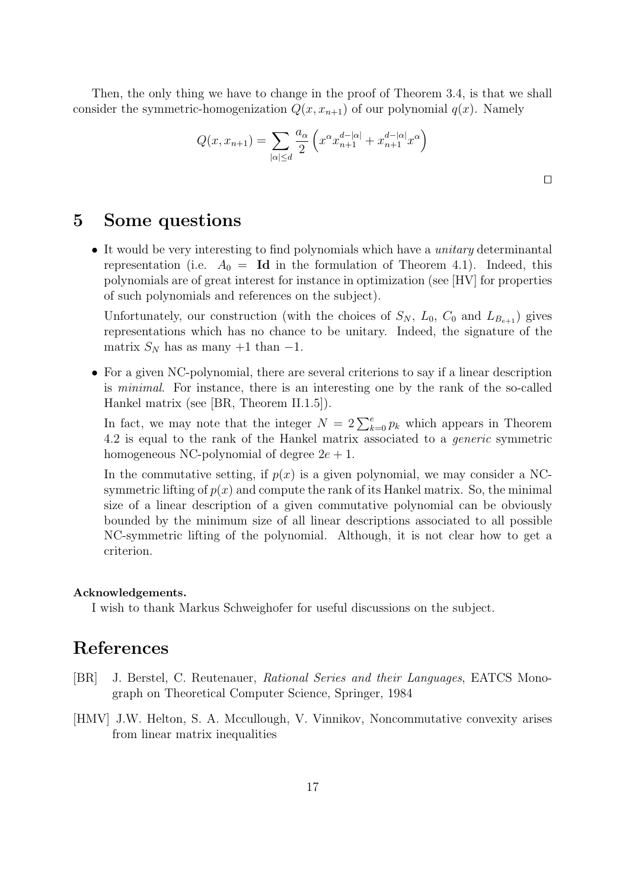Then, the only thing we have to change in the proof of Theorem 3.4, is that we shall consider the symmetric-homogenization $Q(x, x_{n+1})$ of our polynomial $q(x)$. Namely

$$Q(x, x_{n+1}) = \sum_{|\alpha| \leq d} \frac{a_\alpha}{2} \left( x^\alpha x_{n+1}^{d-|\alpha|} + x_{n+1}^{d-|\alpha|} x^\alpha \right)$$

□

# 5 Some questions

- It would be very interesting to find polynomials which have a *unitary* determinantal representation (i.e. $A_0 = \mathbf{Id}$ in the formulation of Theorem 4.1). Indeed, this polynomials are of great interest for instance in optimization (see [HV] for properties of such polynomials and references on the subject).

  Unfortunately, our construction (with the choices of $S_N$, $L_0$, $C_0$ and $L_{B_{e+1}}$) gives representations which has no chance to be unitary. Indeed, the signature of the matrix $S_N$ has as many $+1$ than $-1$.

- For a given NC-polynomial, there are several criterions to say if a linear description is *minimal*. For instance, there is an interesting one by the rank of the so-called Hankel matrix (see [BR, Theorem II.1.5]).

  In fact, we may note that the integer $N = 2\sum_{k=0}^{e} p_k$ which appears in Theorem 4.2 is equal to the rank of the Hankel matrix associated to a *generic* symmetric homogeneous NC-polynomial of degree $2e + 1$.

  In the commutative setting, if $p(x)$ is a given polynomial, we may consider a NC-symmetric lifting of $p(x)$ and compute the rank of its Hankel matrix. So, the minimal size of a linear description of a given commutative polynomial can be obviously bounded by the minimum size of all linear descriptions associated to all possible NC-symmetric lifting of the polynomial. Although, it is not clear how to get a criterion.

**Acknowledgements.**
I wish to thank Markus Schweighofer for useful discussions on the subject.

# References

[BR] J. Berstel, C. Reutenauer, *Rational Series and their Languages*, EATCS Monograph on Theoretical Computer Science, Springer, 1984

[HMV] J.W. Helton, S. A. Mccullough, V. Vinnikov, Noncommutative convexity arises from linear matrix inequalities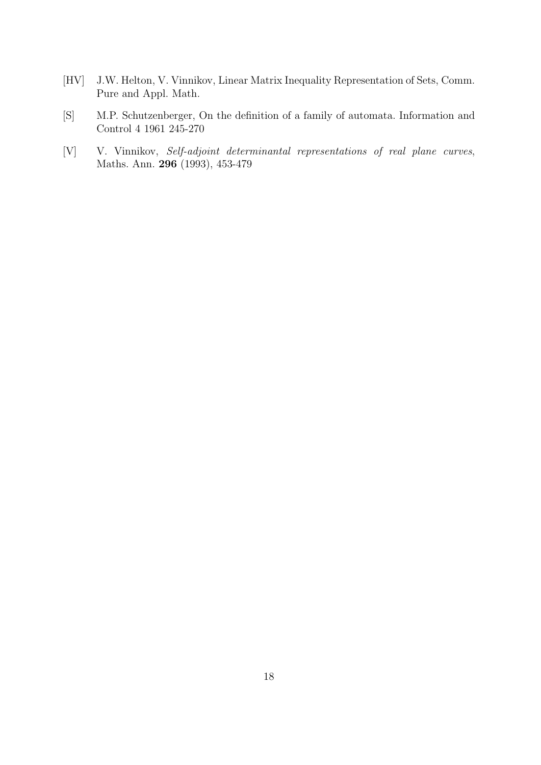[HV] J.W. Helton, V. Vinnikov, Linear Matrix Inequality Representation of Sets, Comm. Pure and Appl. Math.

[S] M.P. Schutzenberger, On the definition of a family of automata. Information and Control 4 1961 245-270

[V] V. Vinnikov, *Self-adjoint determinantal representations of real plane curves*, Maths. Ann. **296** (1993), 453-479